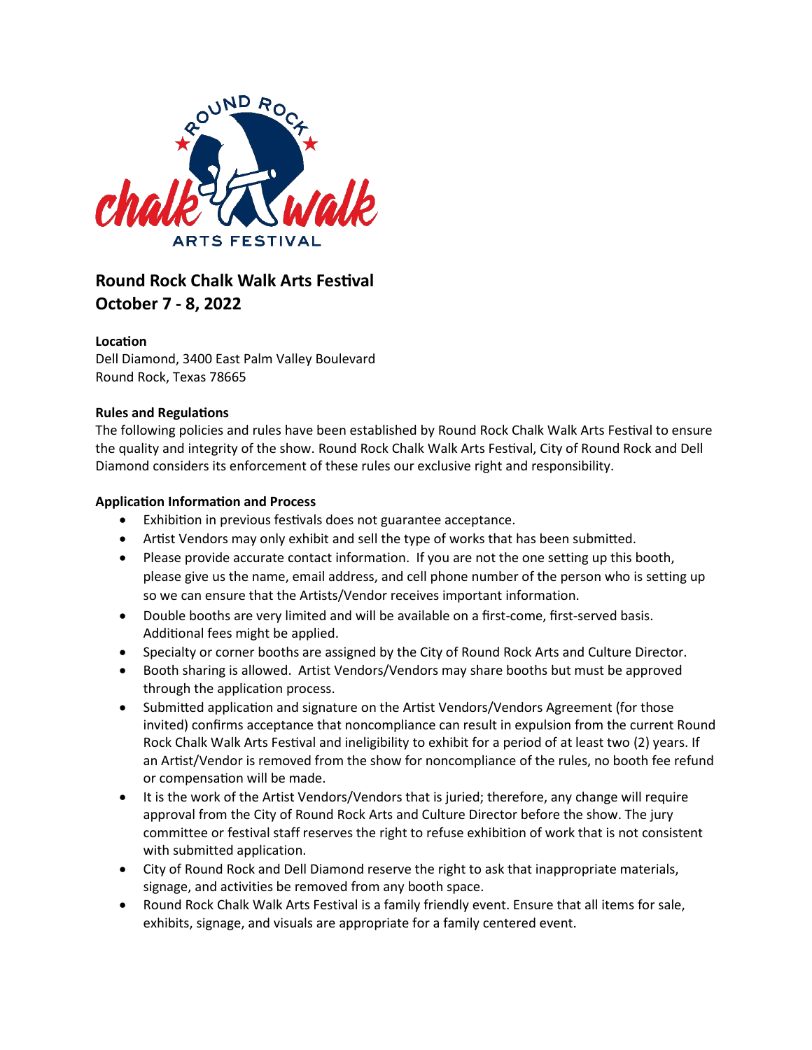# Round Rock Chalk Walk Arts Festival
# October 7 - 8, 2022

**Location**
Dell Diamond, 3400 East Palm Valley Boulevard
Round Rock, Texas 78665

**Rules and Regulations**
The following policies and rules have been established by Round Rock Chalk Walk Arts Festival to ensure the quality and integrity of the show. Round Rock Chalk Walk Arts Festival, City of Round Rock and Dell Diamond considers its enforcement of these rules our exclusive right and responsibility.

**Application Information and Process**

- Exhibition in previous festivals does not guarantee acceptance.
- Artist Vendors may only exhibit and sell the type of works that has been submitted.
- Please provide accurate contact information. If you are not the one setting up this booth, please give us the name, email address, and cell phone number of the person who is setting up so we can ensure that the Artists/Vendor receives important information.
- Double booths are very limited and will be available on a first-come, first-served basis. Additional fees might be applied.
- Specialty or corner booths are assigned by the City of Round Rock Arts and Culture Director.
- Booth sharing is allowed. Artist Vendors/Vendors may share booths but must be approved through the application process.
- Submitted application and signature on the Artist Vendors/Vendors Agreement (for those invited) confirms acceptance that noncompliance can result in expulsion from the current Round Rock Chalk Walk Arts Festival and ineligibility to exhibit for a period of at least two (2) years. If an Artist/Vendor is removed from the show for noncompliance of the rules, no booth fee refund or compensation will be made.
- It is the work of the Artist Vendors/Vendors that is juried; therefore, any change will require approval from the City of Round Rock Arts and Culture Director before the show. The jury committee or festival staff reserves the right to refuse exhibition of work that is not consistent with submitted application.
- City of Round Rock and Dell Diamond reserve the right to ask that inappropriate materials, signage, and activities be removed from any booth space.
- Round Rock Chalk Walk Arts Festival is a family friendly event. Ensure that all items for sale, exhibits, signage, and visuals are appropriate for a family centered event.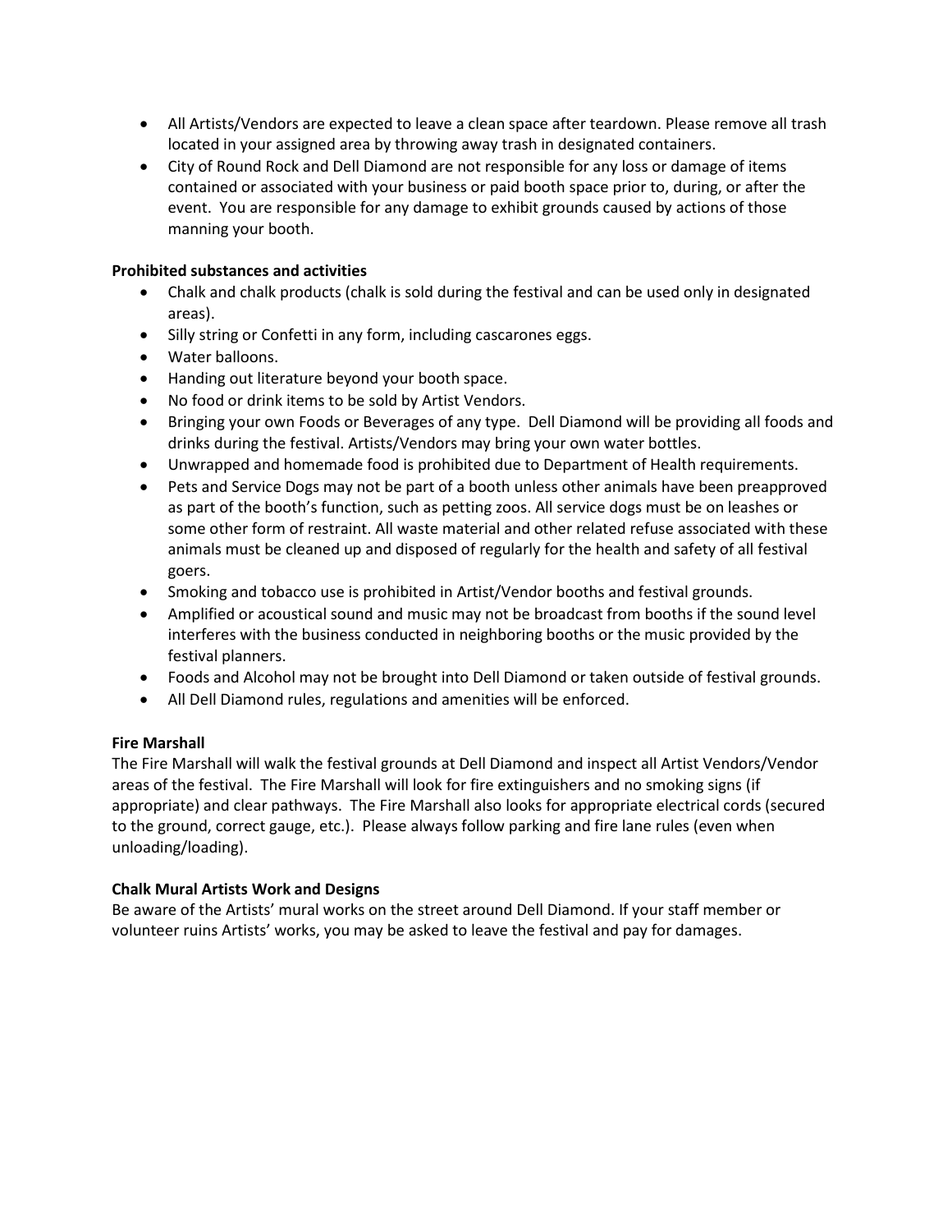- All Artists/Vendors are expected to leave a clean space after teardown. Please remove all trash located in your assigned area by throwing away trash in designated containers.
- City of Round Rock and Dell Diamond are not responsible for any loss or damage of items contained or associated with your business or paid booth space prior to, during, or after the event. You are responsible for any damage to exhibit grounds caused by actions of those manning your booth.

**Prohibited substances and activities**

- Chalk and chalk products (chalk is sold during the festival and can be used only in designated areas).
- Silly string or Confetti in any form, including cascarones eggs.
- Water balloons.
- Handing out literature beyond your booth space.
- No food or drink items to be sold by Artist Vendors.
- Bringing your own Foods or Beverages of any type. Dell Diamond will be providing all foods and drinks during the festival. Artists/Vendors may bring your own water bottles.
- Unwrapped and homemade food is prohibited due to Department of Health requirements.
- Pets and Service Dogs may not be part of a booth unless other animals have been preapproved as part of the booth's function, such as petting zoos. All service dogs must be on leashes or some other form of restraint. All waste material and other related refuse associated with these animals must be cleaned up and disposed of regularly for the health and safety of all festival goers.
- Smoking and tobacco use is prohibited in Artist/Vendor booths and festival grounds.
- Amplified or acoustical sound and music may not be broadcast from booths if the sound level interferes with the business conducted in neighboring booths or the music provided by the festival planners.
- Foods and Alcohol may not be brought into Dell Diamond or taken outside of festival grounds.
- All Dell Diamond rules, regulations and amenities will be enforced.

**Fire Marshall**

The Fire Marshall will walk the festival grounds at Dell Diamond and inspect all Artist Vendors/Vendor areas of the festival. The Fire Marshall will look for fire extinguishers and no smoking signs (if appropriate) and clear pathways. The Fire Marshall also looks for appropriate electrical cords (secured to the ground, correct gauge, etc.). Please always follow parking and fire lane rules (even when unloading/loading).

**Chalk Mural Artists Work and Designs**

Be aware of the Artists' mural works on the street around Dell Diamond. If your staff member or volunteer ruins Artists' works, you may be asked to leave the festival and pay for damages.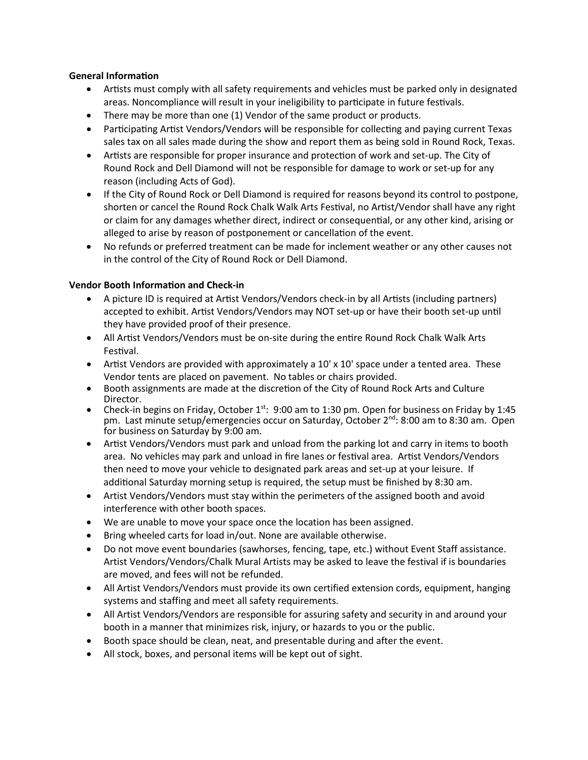**General Information**

- Artists must comply with all safety requirements and vehicles must be parked only in designated areas. Noncompliance will result in your ineligibility to participate in future festivals.
- There may be more than one (1) Vendor of the same product or products.
- Participating Artist Vendors/Vendors will be responsible for collecting and paying current Texas sales tax on all sales made during the show and report them as being sold in Round Rock, Texas.
- Artists are responsible for proper insurance and protection of work and set-up. The City of Round Rock and Dell Diamond will not be responsible for damage to work or set-up for any reason (including Acts of God).
- If the City of Round Rock or Dell Diamond is required for reasons beyond its control to postpone, shorten or cancel the Round Rock Chalk Walk Arts Festival, no Artist/Vendor shall have any right or claim for any damages whether direct, indirect or consequential, or any other kind, arising or alleged to arise by reason of postponement or cancellation of the event.
- No refunds or preferred treatment can be made for inclement weather or any other causes not in the control of the City of Round Rock or Dell Diamond.

**Vendor Booth Information and Check-in**

- A picture ID is required at Artist Vendors/Vendors check-in by all Artists (including partners) accepted to exhibit. Artist Vendors/Vendors may NOT set-up or have their booth set-up until they have provided proof of their presence.
- All Artist Vendors/Vendors must be on-site during the entire Round Rock Chalk Walk Arts Festival.
- Artist Vendors are provided with approximately a 10' x 10' space under a tented area. These Vendor tents are placed on pavement. No tables or chairs provided.
- Booth assignments are made at the discretion of the City of Round Rock Arts and Culture Director.
- Check-in begins on Friday, October 1st: 9:00 am to 1:30 pm. Open for business on Friday by 1:45 pm. Last minute setup/emergencies occur on Saturday, October 2nd: 8:00 am to 8:30 am. Open for business on Saturday by 9:00 am.
- Artist Vendors/Vendors must park and unload from the parking lot and carry in items to booth area. No vehicles may park and unload in fire lanes or festival area. Artist Vendors/Vendors then need to move your vehicle to designated park areas and set-up at your leisure. If additional Saturday morning setup is required, the setup must be finished by 8:30 am.
- Artist Vendors/Vendors must stay within the perimeters of the assigned booth and avoid interference with other booth spaces.
- We are unable to move your space once the location has been assigned.
- Bring wheeled carts for load in/out. None are available otherwise.
- Do not move event boundaries (sawhorses, fencing, tape, etc.) without Event Staff assistance. Artist Vendors/Vendors/Chalk Mural Artists may be asked to leave the festival if is boundaries are moved, and fees will not be refunded.
- All Artist Vendors/Vendors must provide its own certified extension cords, equipment, hanging systems and staffing and meet all safety requirements.
- All Artist Vendors/Vendors are responsible for assuring safety and security in and around your booth in a manner that minimizes risk, injury, or hazards to you or the public.
- Booth space should be clean, neat, and presentable during and after the event.
- All stock, boxes, and personal items will be kept out of sight.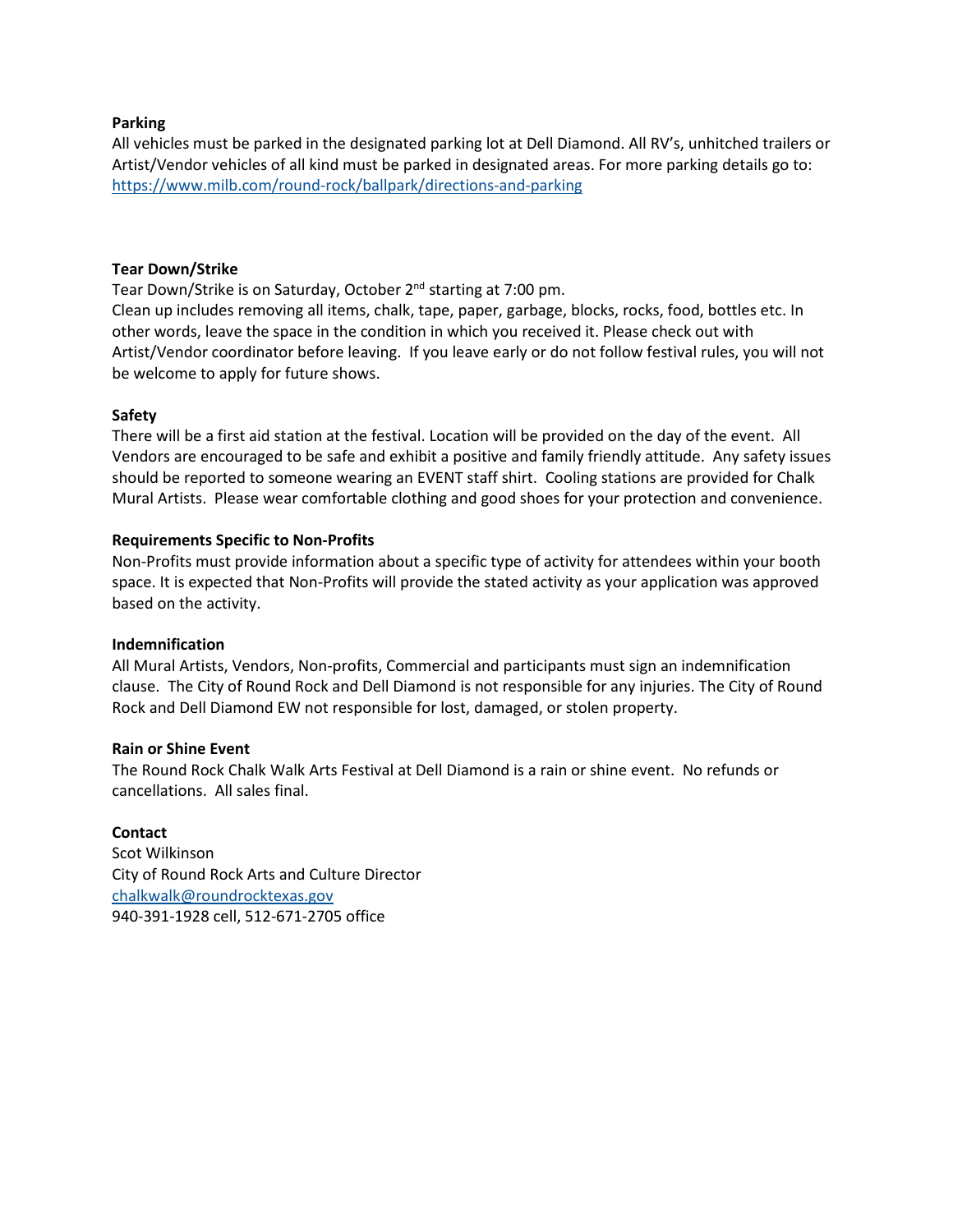**Parking**

All vehicles must be parked in the designated parking lot at Dell Diamond. All RV's, unhitched trailers or Artist/Vendor vehicles of all kind must be parked in designated areas. For more parking details go to: https://www.milb.com/round-rock/ballpark/directions-and-parking

**Tear Down/Strike**

Tear Down/Strike is on Saturday, October 2nd starting at 7:00 pm.
Clean up includes removing all items, chalk, tape, paper, garbage, blocks, rocks, food, bottles etc. In other words, leave the space in the condition in which you received it. Please check out with Artist/Vendor coordinator before leaving. If you leave early or do not follow festival rules, you will not be welcome to apply for future shows.

**Safety**

There will be a first aid station at the festival. Location will be provided on the day of the event. All Vendors are encouraged to be safe and exhibit a positive and family friendly attitude. Any safety issues should be reported to someone wearing an EVENT staff shirt. Cooling stations are provided for Chalk Mural Artists. Please wear comfortable clothing and good shoes for your protection and convenience.

**Requirements Specific to Non-Profits**

Non-Profits must provide information about a specific type of activity for attendees within your booth space. It is expected that Non-Profits will provide the stated activity as your application was approved based on the activity.

**Indemnification**

All Mural Artists, Vendors, Non-profits, Commercial and participants must sign an indemnification clause. The City of Round Rock and Dell Diamond is not responsible for any injuries. The City of Round Rock and Dell Diamond EW not responsible for lost, damaged, or stolen property.

**Rain or Shine Event**

The Round Rock Chalk Walk Arts Festival at Dell Diamond is a rain or shine event. No refunds or cancellations. All sales final.

**Contact**

Scot Wilkinson
City of Round Rock Arts and Culture Director
chalkwalk@roundrocktexas.gov
940-391-1928 cell, 512-671-2705 office